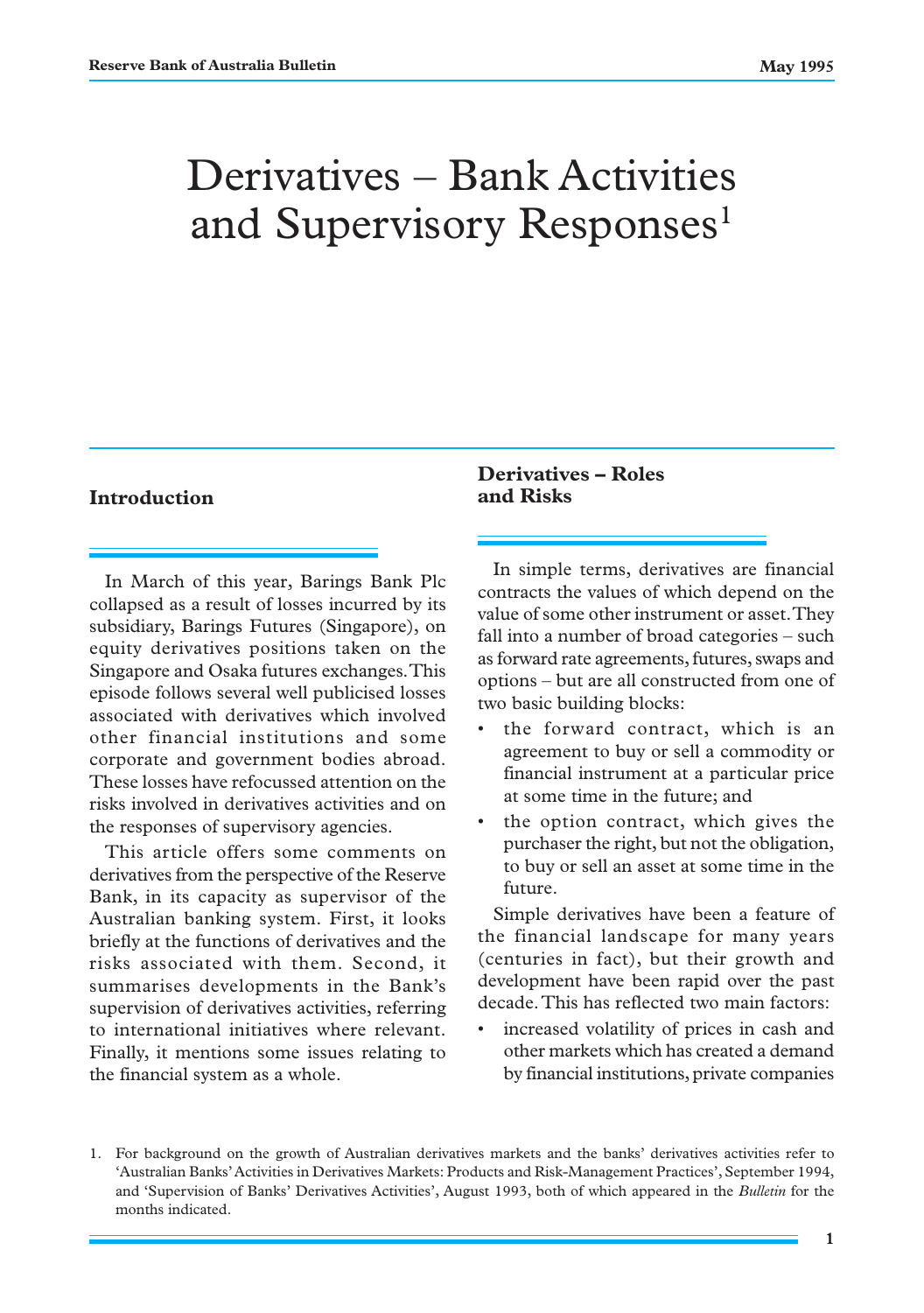# Derivatives – Bank Activities and Supervisory Responses[1]

## Introduction

In March of this year, Barings Bank Plc collapsed as a result of losses incurred by its subsidiary, Barings Futures (Singapore), on equity derivatives positions taken on the Singapore and Osaka futures exchanges. This episode follows several well publicised losses associated with derivatives which involved other financial institutions and some corporate and government bodies abroad. These losses have refocussed attention on the risks involved in derivatives activities and on the responses of supervisory agencies.

This article offers some comments on derivatives from the perspective of the Reserve Bank, in its capacity as supervisor of the Australian banking system. First, it looks briefly at the functions of derivatives and the risks associated with them. Second, it summarises developments in the Bank's supervision of derivatives activities, referring to international initiatives where relevant. Finally, it mentions some issues relating to the financial system as a whole.

## Derivatives – Roles and Risks

In simple terms, derivatives are financial contracts the values of which depend on the value of some other instrument or asset. They fall into a number of broad categories – such as forward rate agreements, futures, swaps and options – but are all constructed from one of two basic building blocks:

- the forward contract, which is an agreement to buy or sell a commodity or financial instrument at a particular price at some time in the future; and
- the option contract, which gives the purchaser the right, but not the obligation, to buy or sell an asset at some time in the future.

Simple derivatives have been a feature of the financial landscape for many years (centuries in fact), but their growth and development have been rapid over the past decade. This has reflected two main factors:

- increased volatility of prices in cash and other markets which has created a demand by financial institutions, private companies

1. For background on the growth of Australian derivatives markets and the banks' derivatives activities refer to 'Australian Banks' Activities in Derivatives Markets: Products and Risk-Management Practices', September 1994, and 'Supervision of Banks' Derivatives Activities', August 1993, both of which appeared in the *Bulletin* for the months indicated.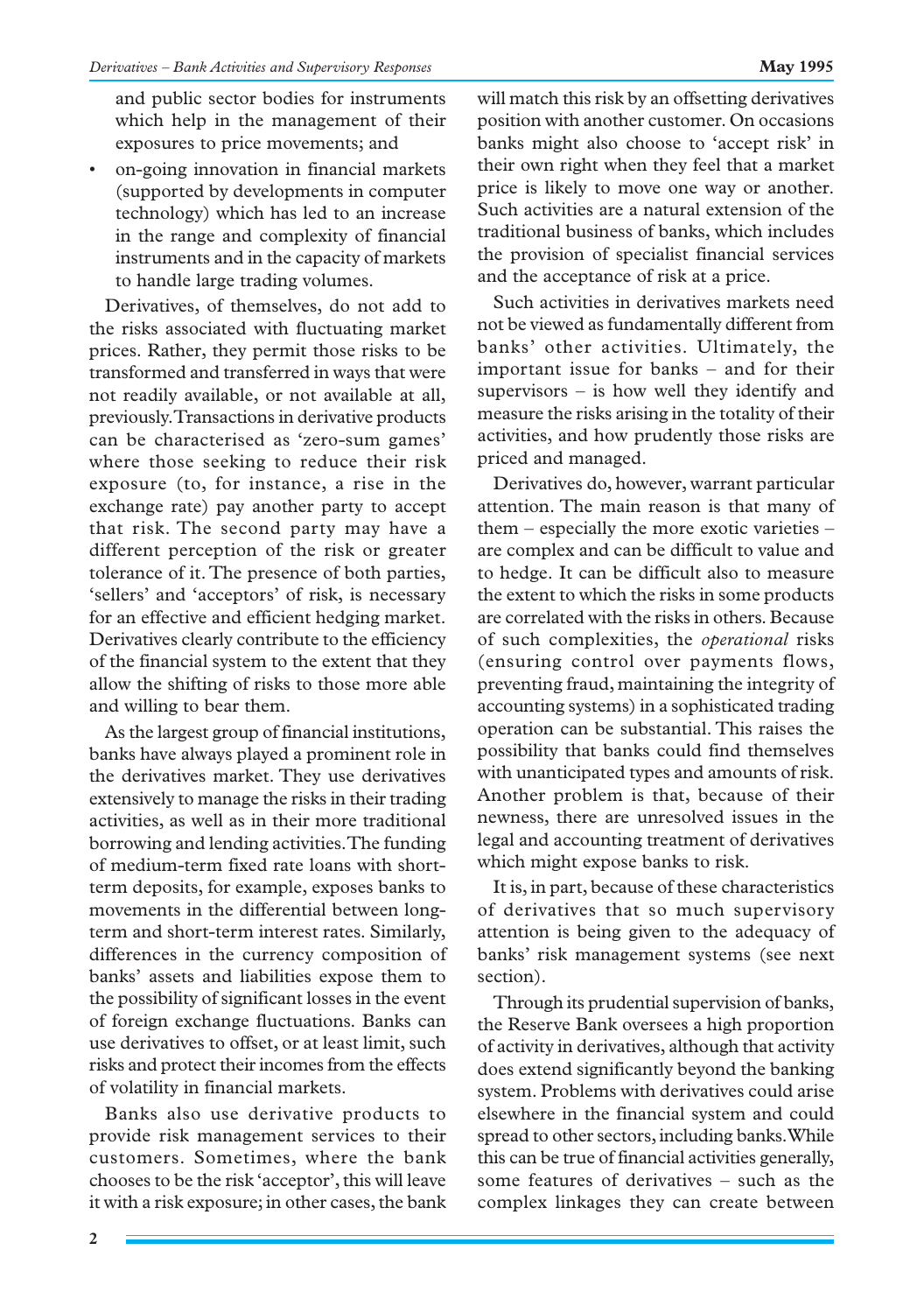and public sector bodies for instruments which help in the management of their exposures to price movements; and

- on-going innovation in financial markets (supported by developments in computer technology) which has led to an increase in the range and complexity of financial instruments and in the capacity of markets to handle large trading volumes.

Derivatives, of themselves, do not add to the risks associated with fluctuating market prices. Rather, they permit those risks to be transformed and transferred in ways that were not readily available, or not available at all, previously. Transactions in derivative products can be characterised as 'zero-sum games' where those seeking to reduce their risk exposure (to, for instance, a rise in the exchange rate) pay another party to accept that risk. The second party may have a different perception of the risk or greater tolerance of it. The presence of both parties, 'sellers' and 'acceptors' of risk, is necessary for an effective and efficient hedging market. Derivatives clearly contribute to the efficiency of the financial system to the extent that they allow the shifting of risks to those more able and willing to bear them.

As the largest group of financial institutions, banks have always played a prominent role in the derivatives market. They use derivatives extensively to manage the risks in their trading activities, as well as in their more traditional borrowing and lending activities. The funding of medium-term fixed rate loans with short-term deposits, for example, exposes banks to movements in the differential between long-term and short-term interest rates. Similarly, differences in the currency composition of banks' assets and liabilities expose them to the possibility of significant losses in the event of foreign exchange fluctuations. Banks can use derivatives to offset, or at least limit, such risks and protect their incomes from the effects of volatility in financial markets.

Banks also use derivative products to provide risk management services to their customers. Sometimes, where the bank chooses to be the risk 'acceptor', this will leave it with a risk exposure; in other cases, the bank will match this risk by an offsetting derivatives position with another customer. On occasions banks might also choose to 'accept risk' in their own right when they feel that a market price is likely to move one way or another. Such activities are a natural extension of the traditional business of banks, which includes the provision of specialist financial services and the acceptance of risk at a price.

Such activities in derivatives markets need not be viewed as fundamentally different from banks' other activities. Ultimately, the important issue for banks – and for their supervisors – is how well they identify and measure the risks arising in the totality of their activities, and how prudently those risks are priced and managed.

Derivatives do, however, warrant particular attention. The main reason is that many of them – especially the more exotic varieties – are complex and can be difficult to value and to hedge. It can be difficult also to measure the extent to which the risks in some products are correlated with the risks in others. Because of such complexities, the *operational* risks (ensuring control over payments flows, preventing fraud, maintaining the integrity of accounting systems) in a sophisticated trading operation can be substantial. This raises the possibility that banks could find themselves with unanticipated types and amounts of risk. Another problem is that, because of their newness, there are unresolved issues in the legal and accounting treatment of derivatives which might expose banks to risk.

It is, in part, because of these characteristics of derivatives that so much supervisory attention is being given to the adequacy of banks' risk management systems (see next section).

Through its prudential supervision of banks, the Reserve Bank oversees a high proportion of activity in derivatives, although that activity does extend significantly beyond the banking system. Problems with derivatives could arise elsewhere in the financial system and could spread to other sectors, including banks. While this can be true of financial activities generally, some features of derivatives – such as the complex linkages they can create between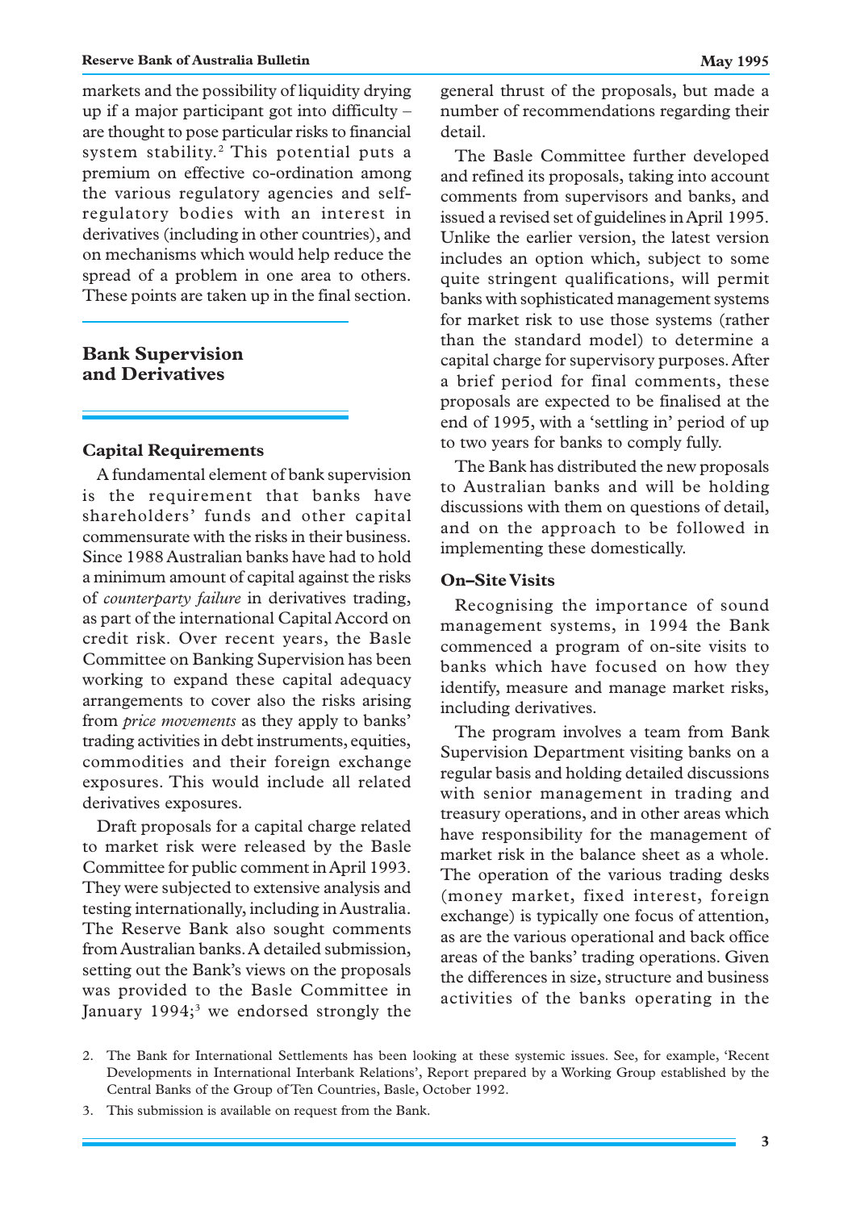markets and the possibility of liquidity drying up if a major participant got into difficulty – are thought to pose particular risks to financial system stability.[2] This potential puts a premium on effective co-ordination among the various regulatory agencies and self-regulatory bodies with an interest in derivatives (including in other countries), and on mechanisms which would help reduce the spread of a problem in one area to others. These points are taken up in the final section.

## Bank Supervision and Derivatives

### Capital Requirements

A fundamental element of bank supervision is the requirement that banks have shareholders' funds and other capital commensurate with the risks in their business. Since 1988 Australian banks have had to hold a minimum amount of capital against the risks of *counterparty failure* in derivatives trading, as part of the international Capital Accord on credit risk. Over recent years, the Basle Committee on Banking Supervision has been working to expand these capital adequacy arrangements to cover also the risks arising from *price movements* as they apply to banks' trading activities in debt instruments, equities, commodities and their foreign exchange exposures. This would include all related derivatives exposures.

Draft proposals for a capital charge related to market risk were released by the Basle Committee for public comment in April 1993. They were subjected to extensive analysis and testing internationally, including in Australia. The Reserve Bank also sought comments from Australian banks. A detailed submission, setting out the Bank's views on the proposals was provided to the Basle Committee in January 1994;[3] we endorsed strongly the general thrust of the proposals, but made a number of recommendations regarding their detail.

The Basle Committee further developed and refined its proposals, taking into account comments from supervisors and banks, and issued a revised set of guidelines in April 1995. Unlike the earlier version, the latest version includes an option which, subject to some quite stringent qualifications, will permit banks with sophisticated management systems for market risk to use those systems (rather than the standard model) to determine a capital charge for supervisory purposes. After a brief period for final comments, these proposals are expected to be finalised at the end of 1995, with a 'settling in' period of up to two years for banks to comply fully.

The Bank has distributed the new proposals to Australian banks and will be holding discussions with them on questions of detail, and on the approach to be followed in implementing these domestically.

### On–Site Visits

Recognising the importance of sound management systems, in 1994 the Bank commenced a program of on-site visits to banks which have focused on how they identify, measure and manage market risks, including derivatives.

The program involves a team from Bank Supervision Department visiting banks on a regular basis and holding detailed discussions with senior management in trading and treasury operations, and in other areas which have responsibility for the management of market risk in the balance sheet as a whole. The operation of the various trading desks (money market, fixed interest, foreign exchange) is typically one focus of attention, as are the various operational and back office areas of the banks' trading operations. Given the differences in size, structure and business activities of the banks operating in the

2. The Bank for International Settlements has been looking at these systemic issues. See, for example, 'Recent Developments in International Interbank Relations', Report prepared by a Working Group established by the Central Banks of the Group of Ten Countries, Basle, October 1992.

3. This submission is available on request from the Bank.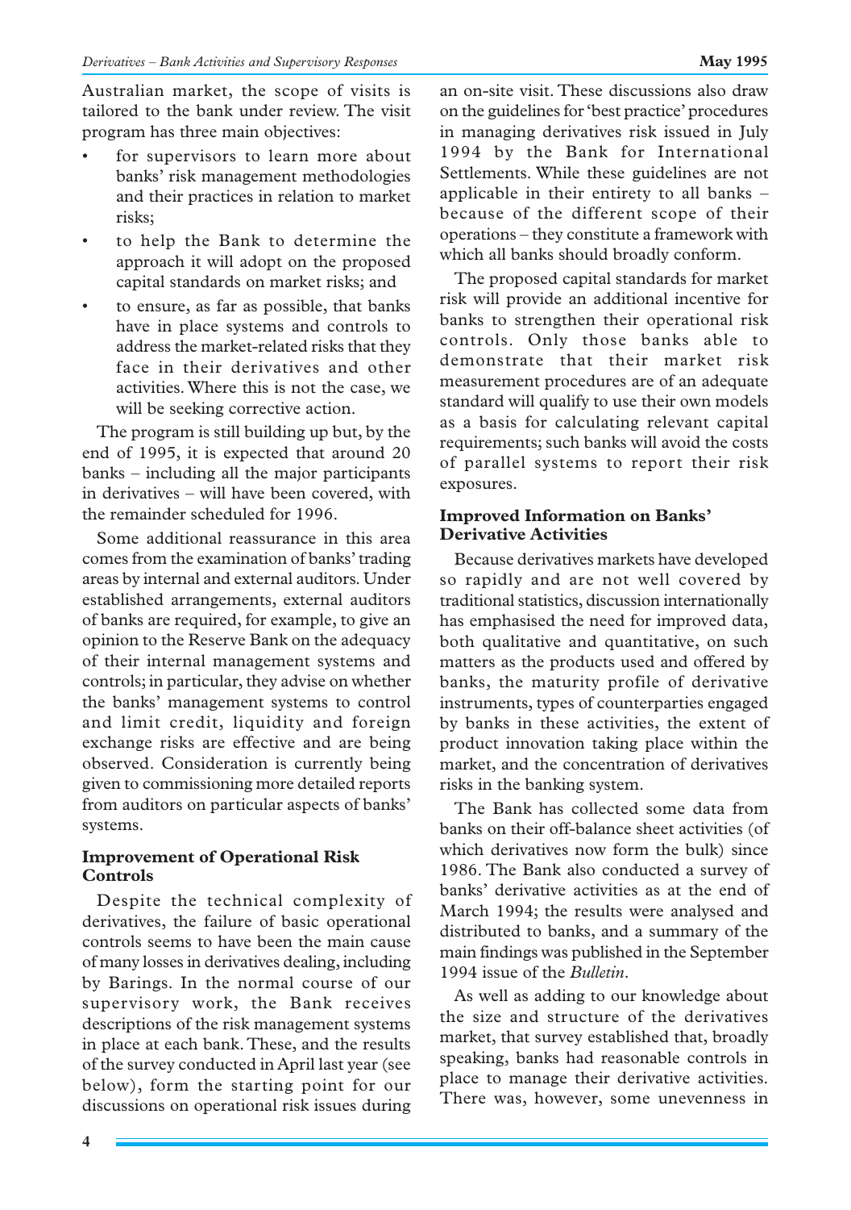Australian market, the scope of visits is tailored to the bank under review. The visit program has three main objectives:

- for supervisors to learn more about banks' risk management methodologies and their practices in relation to market risks;
- to help the Bank to determine the approach it will adopt on the proposed capital standards on market risks; and
- to ensure, as far as possible, that banks have in place systems and controls to address the market-related risks that they face in their derivatives and other activities. Where this is not the case, we will be seeking corrective action.

The program is still building up but, by the end of 1995, it is expected that around 20 banks – including all the major participants in derivatives – will have been covered, with the remainder scheduled for 1996.

Some additional reassurance in this area comes from the examination of banks' trading areas by internal and external auditors. Under established arrangements, external auditors of banks are required, for example, to give an opinion to the Reserve Bank on the adequacy of their internal management systems and controls; in particular, they advise on whether the banks' management systems to control and limit credit, liquidity and foreign exchange risks are effective and are being observed. Consideration is currently being given to commissioning more detailed reports from auditors on particular aspects of banks' systems.

**Improvement of Operational Risk Controls**

Despite the technical complexity of derivatives, the failure of basic operational controls seems to have been the main cause of many losses in derivatives dealing, including by Barings. In the normal course of our supervisory work, the Bank receives descriptions of the risk management systems in place at each bank. These, and the results of the survey conducted in April last year (see below), form the starting point for our discussions on operational risk issues during an on-site visit. These discussions also draw on the guidelines for 'best practice' procedures in managing derivatives risk issued in July 1994 by the Bank for International Settlements. While these guidelines are not applicable in their entirety to all banks – because of the different scope of their operations – they constitute a framework with which all banks should broadly conform.

The proposed capital standards for market risk will provide an additional incentive for banks to strengthen their operational risk controls. Only those banks able to demonstrate that their market risk measurement procedures are of an adequate standard will qualify to use their own models as a basis for calculating relevant capital requirements; such banks will avoid the costs of parallel systems to report their risk exposures.

**Improved Information on Banks' Derivative Activities**

Because derivatives markets have developed so rapidly and are not well covered by traditional statistics, discussion internationally has emphasised the need for improved data, both qualitative and quantitative, on such matters as the products used and offered by banks, the maturity profile of derivative instruments, types of counterparties engaged by banks in these activities, the extent of product innovation taking place within the market, and the concentration of derivatives risks in the banking system.

The Bank has collected some data from banks on their off-balance sheet activities (of which derivatives now form the bulk) since 1986. The Bank also conducted a survey of banks' derivative activities as at the end of March 1994; the results were analysed and distributed to banks, and a summary of the main findings was published in the September 1994 issue of the *Bulletin*.

As well as adding to our knowledge about the size and structure of the derivatives market, that survey established that, broadly speaking, banks had reasonable controls in place to manage their derivative activities. There was, however, some unevenness in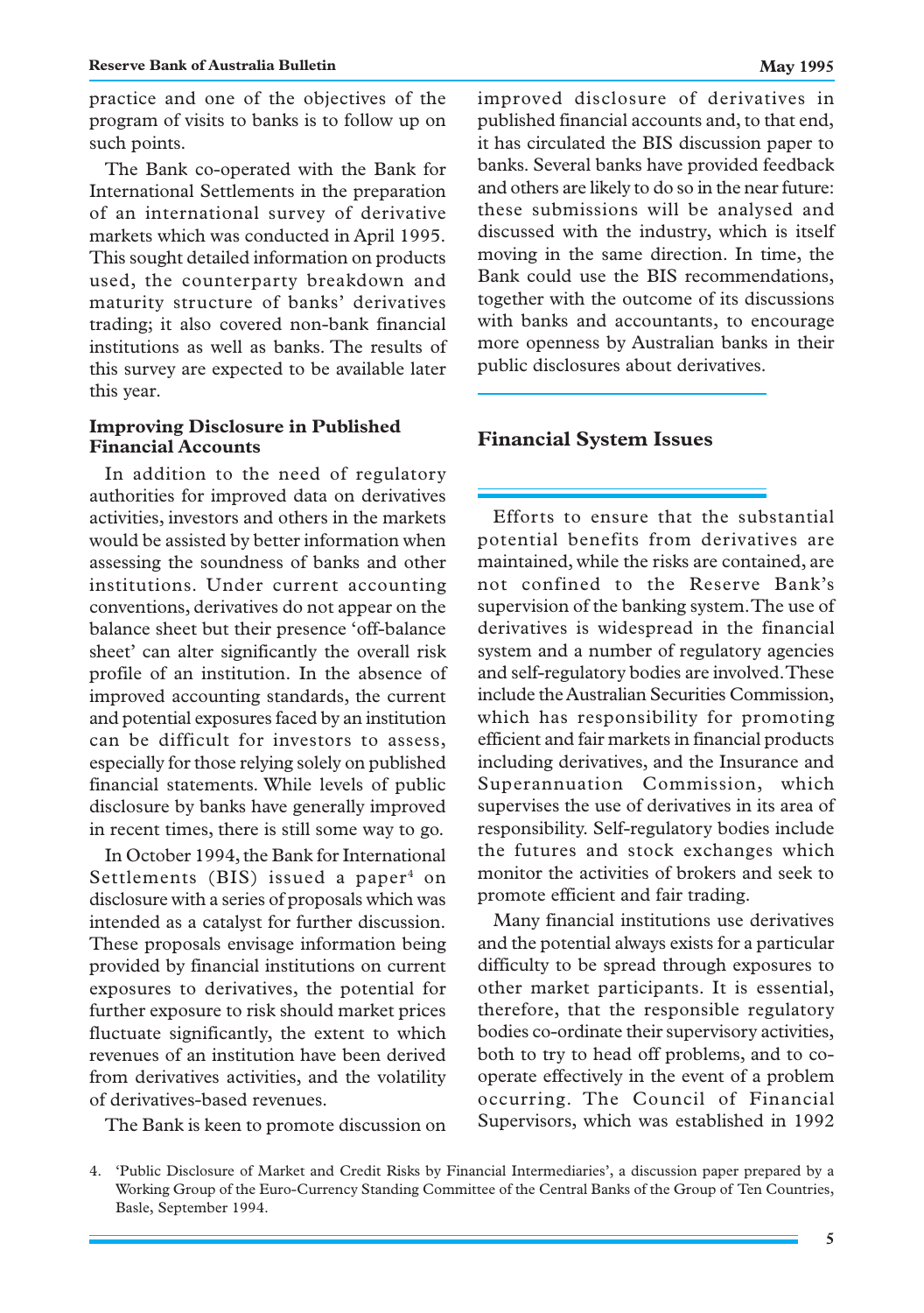practice and one of the objectives of the program of visits to banks is to follow up on such points.

The Bank co-operated with the Bank for International Settlements in the preparation of an international survey of derivative markets which was conducted in April 1995. This sought detailed information on products used, the counterparty breakdown and maturity structure of banks' derivatives trading; it also covered non-bank financial institutions as well as banks. The results of this survey are expected to be available later this year.

### Improving Disclosure in Published Financial Accounts

In addition to the need of regulatory authorities for improved data on derivatives activities, investors and others in the markets would be assisted by better information when assessing the soundness of banks and other institutions. Under current accounting conventions, derivatives do not appear on the balance sheet but their presence 'off-balance sheet' can alter significantly the overall risk profile of an institution. In the absence of improved accounting standards, the current and potential exposures faced by an institution can be difficult for investors to assess, especially for those relying solely on published financial statements. While levels of public disclosure by banks have generally improved in recent times, there is still some way to go.

In October 1994, the Bank for International Settlements (BIS) issued a paper[4] on disclosure with a series of proposals which was intended as a catalyst for further discussion. These proposals envisage information being provided by financial institutions on current exposures to derivatives, the potential for further exposure to risk should market prices fluctuate significantly, the extent to which revenues of an institution have been derived from derivatives activities, and the volatility of derivatives-based revenues.

The Bank is keen to promote discussion on improved disclosure of derivatives in published financial accounts and, to that end, it has circulated the BIS discussion paper to banks. Several banks have provided feedback and others are likely to do so in the near future: these submissions will be analysed and discussed with the industry, which is itself moving in the same direction. In time, the Bank could use the BIS recommendations, together with the outcome of its discussions with banks and accountants, to encourage more openness by Australian banks in their public disclosures about derivatives.

## Financial System Issues

Efforts to ensure that the substantial potential benefits from derivatives are maintained, while the risks are contained, are not confined to the Reserve Bank's supervision of the banking system. The use of derivatives is widespread in the financial system and a number of regulatory agencies and self-regulatory bodies are involved. These include the Australian Securities Commission, which has responsibility for promoting efficient and fair markets in financial products including derivatives, and the Insurance and Superannuation Commission, which supervises the use of derivatives in its area of responsibility. Self-regulatory bodies include the futures and stock exchanges which monitor the activities of brokers and seek to promote efficient and fair trading.

Many financial institutions use derivatives and the potential always exists for a particular difficulty to be spread through exposures to other market participants. It is essential, therefore, that the responsible regulatory bodies co-ordinate their supervisory activities, both to try to head off problems, and to co-operate effectively in the event of a problem occurring. The Council of Financial Supervisors, which was established in 1992

---

4. 'Public Disclosure of Market and Credit Risks by Financial Intermediaries', a discussion paper prepared by a Working Group of the Euro-Currency Standing Committee of the Central Banks of the Group of Ten Countries, Basle, September 1994.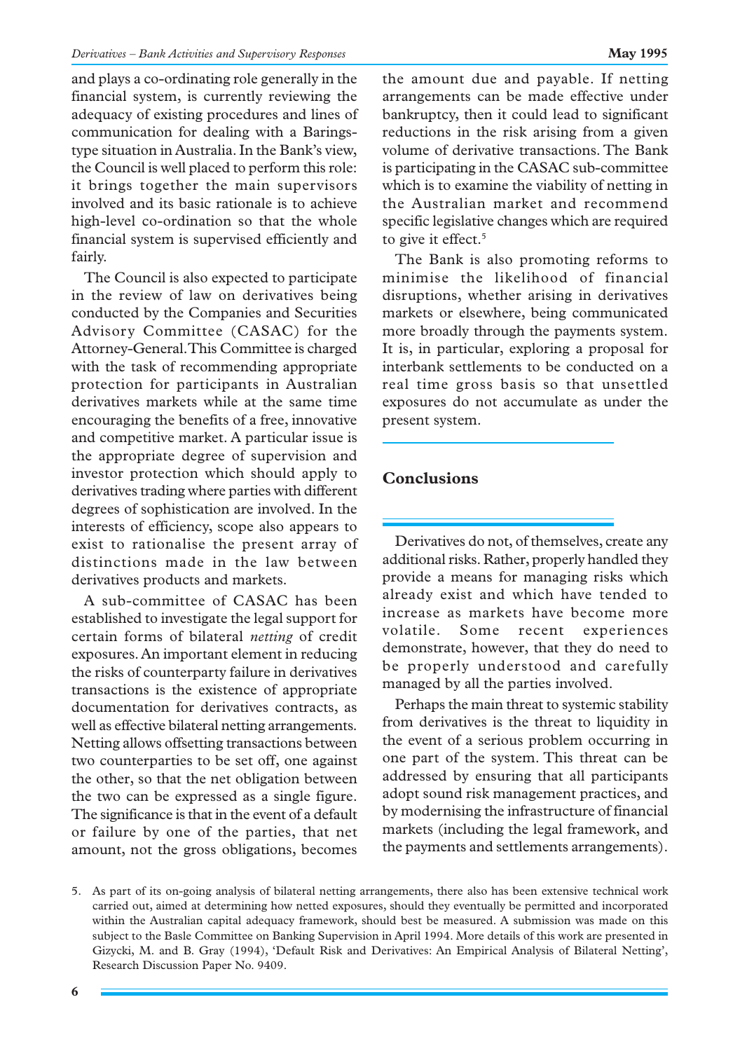and plays a co-ordinating role generally in the financial system, is currently reviewing the adequacy of existing procedures and lines of communication for dealing with a Barings-type situation in Australia. In the Bank's view, the Council is well placed to perform this role: it brings together the main supervisors involved and its basic rationale is to achieve high-level co-ordination so that the whole financial system is supervised efficiently and fairly.

The Council is also expected to participate in the review of law on derivatives being conducted by the Companies and Securities Advisory Committee (CASAC) for the Attorney-General. This Committee is charged with the task of recommending appropriate protection for participants in Australian derivatives markets while at the same time encouraging the benefits of a free, innovative and competitive market. A particular issue is the appropriate degree of supervision and investor protection which should apply to derivatives trading where parties with different degrees of sophistication are involved. In the interests of efficiency, scope also appears to exist to rationalise the present array of distinctions made in the law between derivatives products and markets.

A sub-committee of CASAC has been established to investigate the legal support for certain forms of bilateral *netting* of credit exposures. An important element in reducing the risks of counterparty failure in derivatives transactions is the existence of appropriate documentation for derivatives contracts, as well as effective bilateral netting arrangements. Netting allows offsetting transactions between two counterparties to be set off, one against the other, so that the net obligation between the two can be expressed as a single figure. The significance is that in the event of a default or failure by one of the parties, that net amount, not the gross obligations, becomes the amount due and payable. If netting arrangements can be made effective under bankruptcy, then it could lead to significant reductions in the risk arising from a given volume of derivative transactions. The Bank is participating in the CASAC sub-committee which is to examine the viability of netting in the Australian market and recommend specific legislative changes which are required to give it effect.[5]

The Bank is also promoting reforms to minimise the likelihood of financial disruptions, whether arising in derivatives markets or elsewhere, being communicated more broadly through the payments system. It is, in particular, exploring a proposal for interbank settlements to be conducted on a real time gross basis so that unsettled exposures do not accumulate as under the present system.

## Conclusions

Derivatives do not, of themselves, create any additional risks. Rather, properly handled they provide a means for managing risks which already exist and which have tended to increase as markets have become more volatile. Some recent experiences demonstrate, however, that they do need to be properly understood and carefully managed by all the parties involved.

Perhaps the main threat to systemic stability from derivatives is the threat to liquidity in the event of a serious problem occurring in one part of the system. This threat can be addressed by ensuring that all participants adopt sound risk management practices, and by modernising the infrastructure of financial markets (including the legal framework, and the payments and settlements arrangements).

5. As part of its on-going analysis of bilateral netting arrangements, there also has been extensive technical work carried out, aimed at determining how netted exposures, should they eventually be permitted and incorporated within the Australian capital adequacy framework, should best be measured. A submission was made on this subject to the Basle Committee on Banking Supervision in April 1994. More details of this work are presented in Gizycki, M. and B. Gray (1994), 'Default Risk and Derivatives: An Empirical Analysis of Bilateral Netting', Research Discussion Paper No. 9409.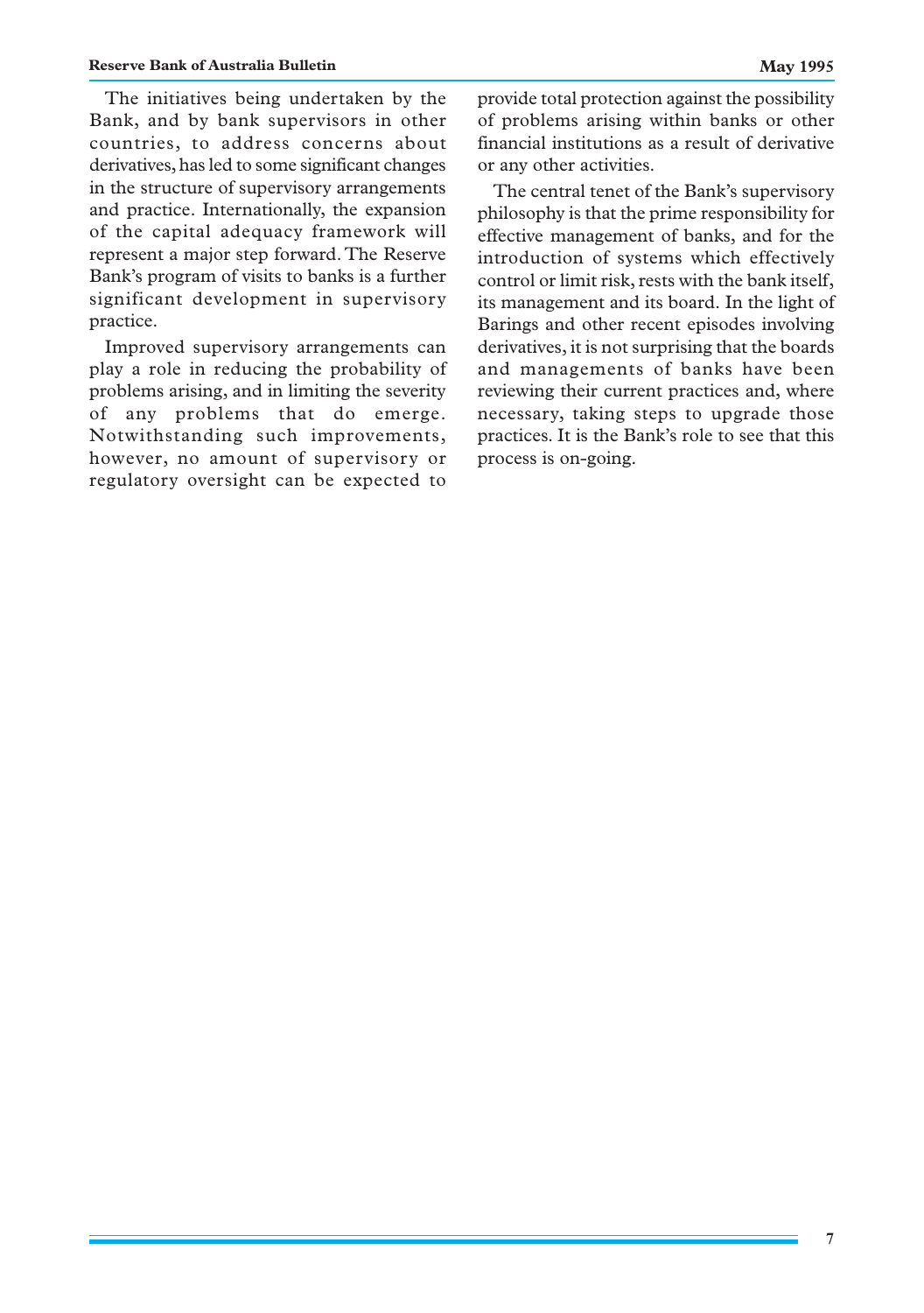The initiatives being undertaken by the Bank, and by bank supervisors in other countries, to address concerns about derivatives, has led to some significant changes in the structure of supervisory arrangements and practice. Internationally, the expansion of the capital adequacy framework will represent a major step forward. The Reserve Bank's program of visits to banks is a further significant development in supervisory practice.

Improved supervisory arrangements can play a role in reducing the probability of problems arising, and in limiting the severity of any problems that do emerge. Notwithstanding such improvements, however, no amount of supervisory or regulatory oversight can be expected to provide total protection against the possibility of problems arising within banks or other financial institutions as a result of derivative or any other activities.

The central tenet of the Bank's supervisory philosophy is that the prime responsibility for effective management of banks, and for the introduction of systems which effectively control or limit risk, rests with the bank itself, its management and its board. In the light of Barings and other recent episodes involving derivatives, it is not surprising that the boards and managements of banks have been reviewing their current practices and, where necessary, taking steps to upgrade those practices. It is the Bank's role to see that this process is on-going.